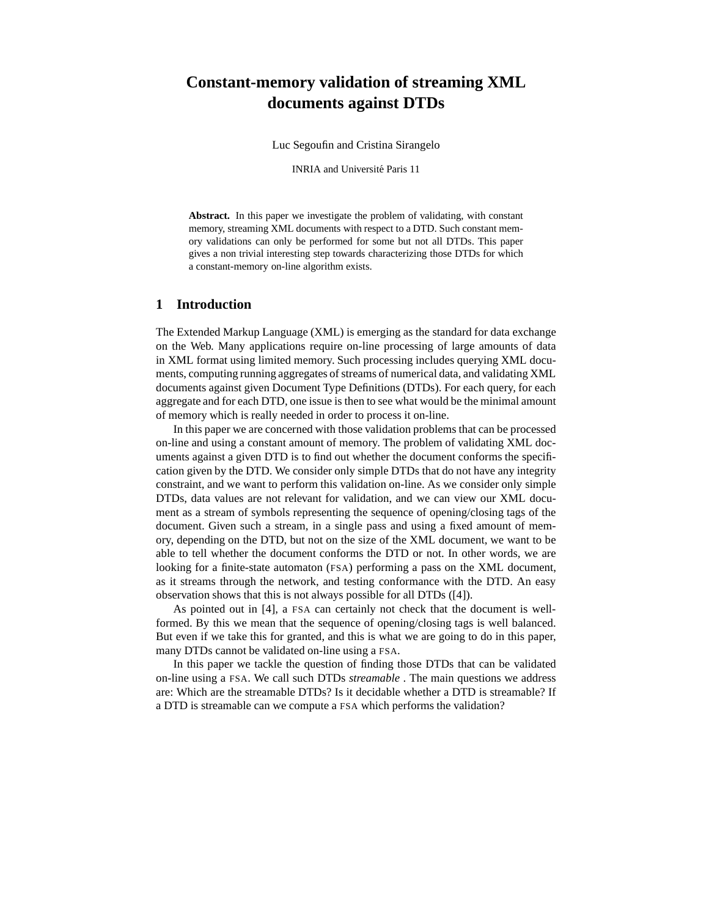# Constant-memory validation of streaming XML documents against DTDs

Luc Segoufin and Cristina Sirangelo

INRIA and Université Paris 11

**Abstract.** In this paper we investigate the problem of validating, with constant memory, streaming XML documents with respect to a DTD. Such constant memory validations can only be performed for some but not all DTDs. This paper gives a non trivial interesting step towards characterizing those DTDs for which a constant-memory on-line algorithm exists.

## 1 Introduction

The Extended Markup Language (XML) is emerging as the standard for data exchange on the Web. Many applications require on-line processing of large amounts of data in XML format using limited memory. Such processing includes querying XML documents, computing running aggregates of streams of numerical data, and validating XML documents against given Document Type Definitions (DTDs). For each query, for each aggregate and for each DTD, one issue is then to see what would be the minimal amount of memory which is really needed in order to process it on-line.

In this paper we are concerned with those validation problems that can be processed on-line and using a constant amount of memory. The problem of validating XML documents against a given DTD is to find out whether the document conforms the specification given by the DTD. We consider only simple DTDs that do not have any integrity constraint, and we want to perform this validation on-line. As we consider only simple DTDs, data values are not relevant for validation, and we can view our XML document as a stream of symbols representing the sequence of opening/closing tags of the document. Given such a stream, in a single pass and using a fixed amount of memory, depending on the DTD, but not on the size of the XML document, we want to be able to tell whether the document conforms the DTD or not. In other words, we are looking for a finite-state automaton (FSA) performing a pass on the XML document, as it streams through the network, and testing conformance with the DTD. An easy observation shows that this is not always possible for all DTDs ([4]).

As pointed out in [4], a FSA can certainly not check that the document is well-formed. By this we mean that the sequence of opening/closing tags is well balanced. But even if we take this for granted, and this is what we are going to do in this paper, many DTDs cannot be validated on-line using a FSA.

In this paper we tackle the question of finding those DTDs that can be validated on-line using a FSA. We call such DTDs *streamable* . The main questions we address are: Which are the streamable DTDs? Is it decidable whether a DTD is streamable? If a DTD is streamable can we compute a FSA which performs the validation?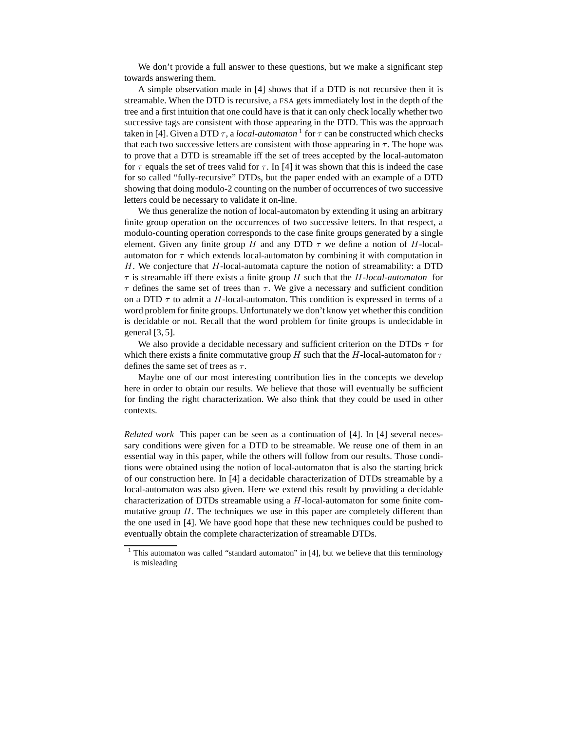We don't provide a full answer to these questions, but we make a significant step towards answering them.

A simple observation made in [4] shows that if a DTD is not recursive then it is streamable. When the DTD is recursive, a FSA gets immediately lost in the depth of the tree and a first intuition that one could have is that it can only check locally whether two successive tags are consistent with those appearing in the DTD. This was the approach taken in [4]. Given a DTD $\tau$, a *local-automaton* [1] for $\tau$ can be constructed which checks that each two successive letters are consistent with those appearing in $\tau$. The hope was to prove that a DTD is streamable iff the set of trees accepted by the local-automaton for $\tau$ equals the set of trees valid for $\tau$. In [4] it was shown that this is indeed the case for so called "fully-recursive" DTDs, but the paper ended with an example of a DTD showing that doing modulo-2 counting on the number of occurrences of two successive letters could be necessary to validate it on-line.

We thus generalize the notion of local-automaton by extending it using an arbitrary finite group operation on the occurrences of two successive letters. In that respect, a modulo-counting operation corresponds to the case finite groups generated by a single element. Given any finite group $H$ and any DTD $\tau$ we define a notion of $H$-local-automaton for $\tau$ which extends local-automaton by combining it with computation in $H$. We conjecture that $H$-local-automata capture the notion of streamability: a DTD $\tau$ is streamable iff there exists a finite group $H$ such that the $H$-*local-automaton* for $\tau$ defines the same set of trees than $\tau$. We give a necessary and sufficient condition on a DTD $\tau$ to admit a $H$-local-automaton. This condition is expressed in terms of a word problem for finite groups. Unfortunately we don't know yet whether this condition is decidable or not. Recall that the word problem for finite groups is undecidable in general [3, 5].

We also provide a decidable necessary and sufficient criterion on the DTDs $\tau$ for which there exists a finite commutative group $H$ such that the $H$-local-automaton for $\tau$ defines the same set of trees as $\tau$.

Maybe one of our most interesting contribution lies in the concepts we develop here in order to obtain our results. We believe that those will eventually be sufficient for finding the right characterization. We also think that they could be used in other contexts.

*Related work* This paper can be seen as a continuation of [4]. In [4] several necessary conditions were given for a DTD to be streamable. We reuse one of them in an essential way in this paper, while the others will follow from our results. Those conditions were obtained using the notion of local-automaton that is also the starting brick of our construction here. In [4] a decidable characterization of DTDs streamable by a local-automaton was also given. Here we extend this result by providing a decidable characterization of DTDs streamable using a $H$-local-automaton for some finite commutative group $H$. The techniques we use in this paper are completely different than the one used in [4]. We have good hope that these new techniques could be pushed to eventually obtain the complete characterization of streamable DTDs.

[1] This automaton was called "standard automaton" in [4], but we believe that this terminology is misleading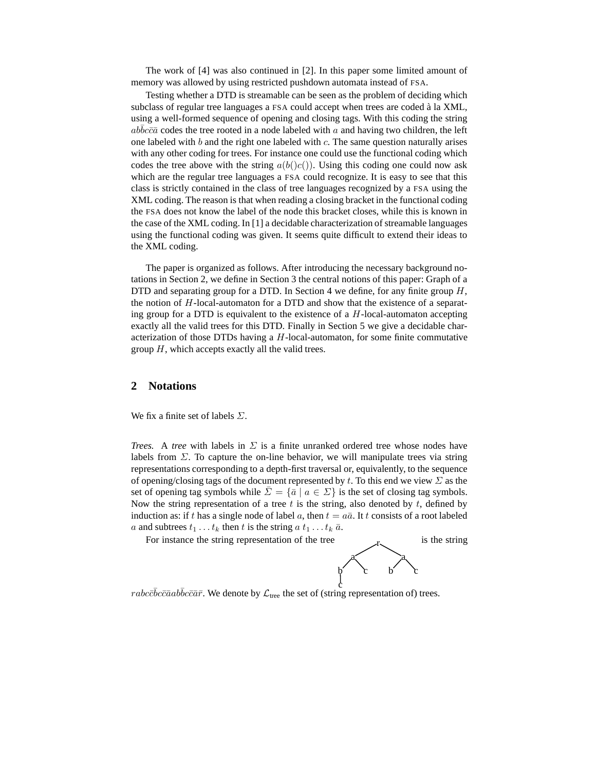The work of [4] was also continued in [2]. In this paper some limited amount of memory was allowed by using restricted pushdown automata instead of FSA.

Testing whether a DTD is streamable can be seen as the problem of deciding which subclass of regular tree languages a FSA could accept when trees are coded à la XML, using a well-formed sequence of opening and closing tags. With this coding the string $ab\bar{b}c\bar{c}\bar{a}$ codes the tree rooted in a node labeled with $a$ and having two children, the left one labeled with $b$ and the right one labeled with $c$. The same question naturally arises with any other coding for trees. For instance one could use the functional coding which codes the tree above with the string $a(b()c())$. Using this coding one could now ask which are the regular tree languages a FSA could recognize. It is easy to see that this class is strictly contained in the class of tree languages recognized by a FSA using the XML coding. The reason is that when reading a closing bracket in the functional coding the FSA does not know the label of the node this bracket closes, while this is known in the case of the XML coding. In [1] a decidable characterization of streamable languages using the functional coding was given. It seems quite difficult to extend their ideas to the XML coding.

The paper is organized as follows. After introducing the necessary background notations in Section 2, we define in Section 3 the central notions of this paper: Graph of a DTD and separating group for a DTD. In Section 4 we define, for any finite group $H$, the notion of $H$-local-automaton for a DTD and show that the existence of a separating group for a DTD is equivalent to the existence of a $H$-local-automaton accepting exactly all the valid trees for this DTD. Finally in Section 5 we give a decidable characterization of those DTDs having a $H$-local-automaton, for some finite commutative group $H$, which accepts exactly all the valid trees.

## 2 Notations

We fix a finite set of labels $\Sigma$.

*Trees.* A *tree* with labels in $\Sigma$ is a finite unranked ordered tree whose nodes have labels from $\Sigma$. To capture the on-line behavior, we will manipulate trees via string representations corresponding to a depth-first traversal or, equivalently, to the sequence of opening/closing tags of the document represented by $t$. To this end we view $\Sigma$ as the set of opening tag symbols while $\bar{\Sigma} = \{\bar{a} \mid a \in \Sigma\}$ is the set of closing tag symbols. Now the string representation of a tree $t$ is the string, also denoted by $t$, defined by induction as: if $t$ has a single node of label $a$, then $t = a\bar{a}$. It $t$ consists of a root labeled $a$ and subtrees $t_1 \dots t_k$ then $t$ is the string $a\, t_1 \dots t_k\, \bar{a}$.

For instance the string representation of the tree

```
          r
        /   \
       a     a
      / \   / \
     b   c b   c
     |
     c
```

is the string $rabc\bar{c}\bar{b}c\bar{c}\bar{a}ab\bar{b}c\bar{c}\bar{a}\bar{r}$. We denote by $\mathcal{L}_{\text{tree}}$ the set of (string representation of) trees.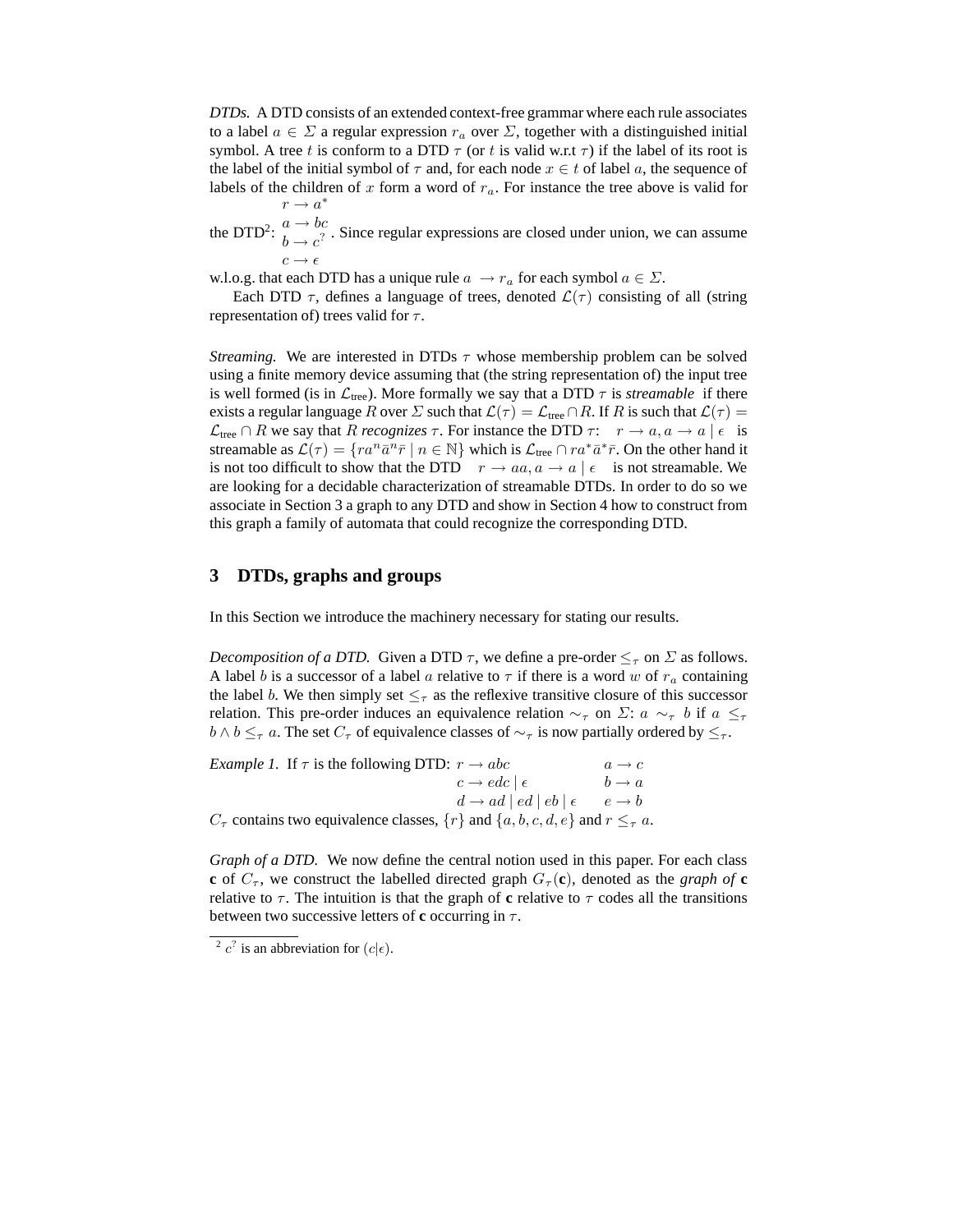*DTDs.* A DTD consists of an extended context-free grammar where each rule associates to a label $a \in \Sigma$ a regular expression $r_a$ over $\Sigma$, together with a distinguished initial symbol. A tree $t$ is conform to a DTD $\tau$ (or $t$ is valid w.r.t $\tau$) if the label of its root is the label of the initial symbol of $\tau$ and, for each node $x \in t$ of label $a$, the sequence of labels of the children of $x$ form a word of $r_a$. For instance the tree above is valid for the DTD[2]: $\begin{array}{l} r \rightarrow a^* \\ a \rightarrow bc \\ b \rightarrow c^? \\ c \rightarrow \epsilon \end{array}$. Since regular expressions are closed under union, we can assume w.l.o.g. that each DTD has a unique rule $a \rightarrow r_a$ for each symbol $a \in \Sigma$.

Each DTD $\tau$, defines a language of trees, denoted $\mathcal{L}(\tau)$ consisting of all (string representation of) trees valid for $\tau$.

*Streaming.* We are interested in DTDs $\tau$ whose membership problem can be solved using a finite memory device assuming that (the string representation of) the input tree is well formed (is in $\mathcal{L}_{\text{tree}}$). More formally we say that a DTD $\tau$ is ***streamable*** if there exists a regular language $R$ over $\Sigma$ such that $\mathcal{L}(\tau) = \mathcal{L}_{\text{tree}} \cap R$. If $R$ is such that $\mathcal{L}(\tau) = \mathcal{L}_{\text{tree}} \cap R$ we say that $R$ ***recognizes*** $\tau$. For instance the DTD $\tau$: $r \rightarrow a, a \rightarrow a \mid \epsilon$ is streamable as $\mathcal{L}(\tau) = \{ra^n\bar{a}^n\bar{r} \mid n \in \mathbb{N}\}$ which is $\mathcal{L}_{\text{tree}} \cap ra^*\bar{a}^*\bar{r}$. On the other hand it is not too difficult to show that the DTD $r \rightarrow aa, a \rightarrow a \mid \epsilon$ is not streamable. We are looking for a decidable characterization of streamable DTDs. In order to do so we associate in Section 3 a graph to any DTD and show in Section 4 how to construct from this graph a family of automata that could recognize the corresponding DTD.

## 3 DTDs, graphs and groups

In this Section we introduce the machinery necessary for stating our results.

*Decomposition of a DTD.* Given a DTD $\tau$, we define a pre-order $\leq_\tau$ on $\Sigma$ as follows. A label $b$ is a successor of a label $a$ relative to $\tau$ if there is a word $w$ of $r_a$ containing the label $b$. We then simply set $\leq_\tau$ as the reflexive transitive closure of this successor relation. This pre-order induces an equivalence relation $\sim_\tau$ on $\Sigma$: $a \sim_\tau b$ if $a \leq_\tau b \wedge b \leq_\tau a$. The set $C_\tau$ of equivalence classes of $\sim_\tau$ is now partially ordered by $\leq_\tau$.

*Example 1.* If $\tau$ is the following DTD:

$$\begin{array}{ll} r \rightarrow abc & a \rightarrow c \\ c \rightarrow edc \mid \epsilon & b \rightarrow a \\ d \rightarrow ad \mid ed \mid eb \mid \epsilon & e \rightarrow b \end{array}$$

$C_\tau$ contains two equivalence classes, $\{r\}$ and $\{a, b, c, d, e\}$ and $r \leq_\tau a$.

*Graph of a DTD.* We now define the central notion used in this paper. For each class $\mathbf{c}$ of $C_\tau$, we construct the labelled directed graph $G_\tau(\mathbf{c})$, denoted as the ***graph of*** $\mathbf{c}$ relative to $\tau$. The intuition is that the graph of $\mathbf{c}$ relative to $\tau$ codes all the transitions between two successive letters of $\mathbf{c}$ occurring in $\tau$.

[2] $c^?$ is an abbreviation for $(c|\epsilon)$.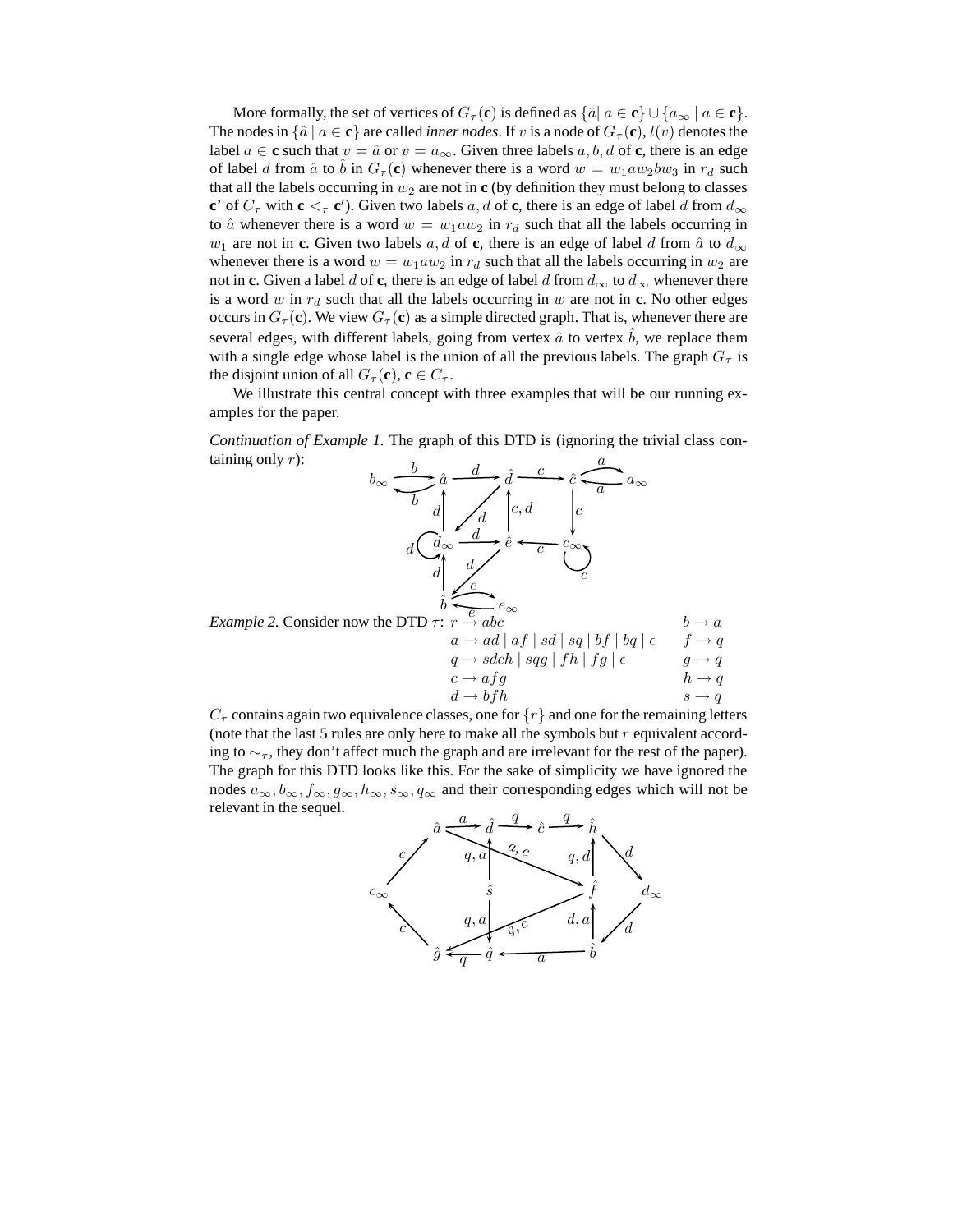More formally, the set of vertices of $G_\tau(\mathbf{c})$ is defined as $\{\hat{a} | \, a \in \mathbf{c}\} \cup \{a_\infty \mid a \in \mathbf{c}\}$. The nodes in $\{\hat{a} \mid a \in \mathbf{c}\}$ are called *inner nodes*. If $v$ is a node of $G_\tau(\mathbf{c})$, $l(v)$ denotes the label $a \in \mathbf{c}$ such that $v = \hat{a}$ or $v = a_\infty$. Given three labels $a, b, d$ of $\mathbf{c}$, there is an edge of label $d$ from $\hat{a}$ to $\hat{b}$ in $G_\tau(\mathbf{c})$ whenever there is a word $w = w_1 a w_2 b w_3$ in $r_d$ such that all the labels occurring in $w_2$ are not in $\mathbf{c}$ (by definition they must belong to classes $\mathbf{c}$' of $C_\tau$ with $\mathbf{c} <_\tau \mathbf{c}'$). Given two labels $a, d$ of $\mathbf{c}$, there is an edge of label $d$ from $d_\infty$ to $\hat{a}$ whenever there is a word $w = w_1 a w_2$ in $r_d$ such that all the labels occurring in $w_1$ are not in $\mathbf{c}$. Given two labels $a, d$ of $\mathbf{c}$, there is an edge of label $d$ from $\hat{a}$ to $d_\infty$ whenever there is a word $w = w_1 a w_2$ in $r_d$ such that all the labels occurring in $w_2$ are not in $\mathbf{c}$. Given a label $d$ of $\mathbf{c}$, there is an edge of label $d$ from $d_\infty$ to $d_\infty$ whenever there is a word $w$ in $r_d$ such that all the labels occurring in $w$ are not in $\mathbf{c}$. No other edges occurs in $G_\tau(\mathbf{c})$. We view $G_\tau(\mathbf{c})$ as a simple directed graph. That is, whenever there are several edges, with different labels, going from vertex $\hat{a}$ to vertex $\hat{b}$, we replace them with a single edge whose label is the union of all the previous labels. The graph $G_\tau$ is the disjoint union of all $G_\tau(\mathbf{c})$, $\mathbf{c} \in C_\tau$.

We illustrate this central concept with three examples that will be our running examples for the paper.

*Continuation of Example 1.* The graph of this DTD is (ignoring the trivial class containing only $r$):

*Example 2.* Consider now the DTD $\tau$:

$$
\begin{array}{ll}
r \to abc & b \to a \\
a \to ad \mid af \mid sd \mid sq \mid bf \mid bq \mid \epsilon & f \to q \\
q \to sdch \mid sqg \mid fh \mid fg \mid \epsilon & g \to q \\
c \to afg & h \to q \\
d \to bfh & s \to q
\end{array}
$$

$C_\tau$ contains again two equivalence classes, one for $\{r\}$ and one for the remaining letters (note that the last 5 rules are only here to make all the symbols but $r$ equivalent according to $\sim_\tau$, they don't affect much the graph and are irrelevant for the rest of the paper). The graph for this DTD looks like this. For the sake of simplicity we have ignored the nodes $a_\infty, b_\infty, f_\infty, g_\infty, h_\infty, s_\infty, q_\infty$ and their corresponding edges which will not be relevant in the sequel.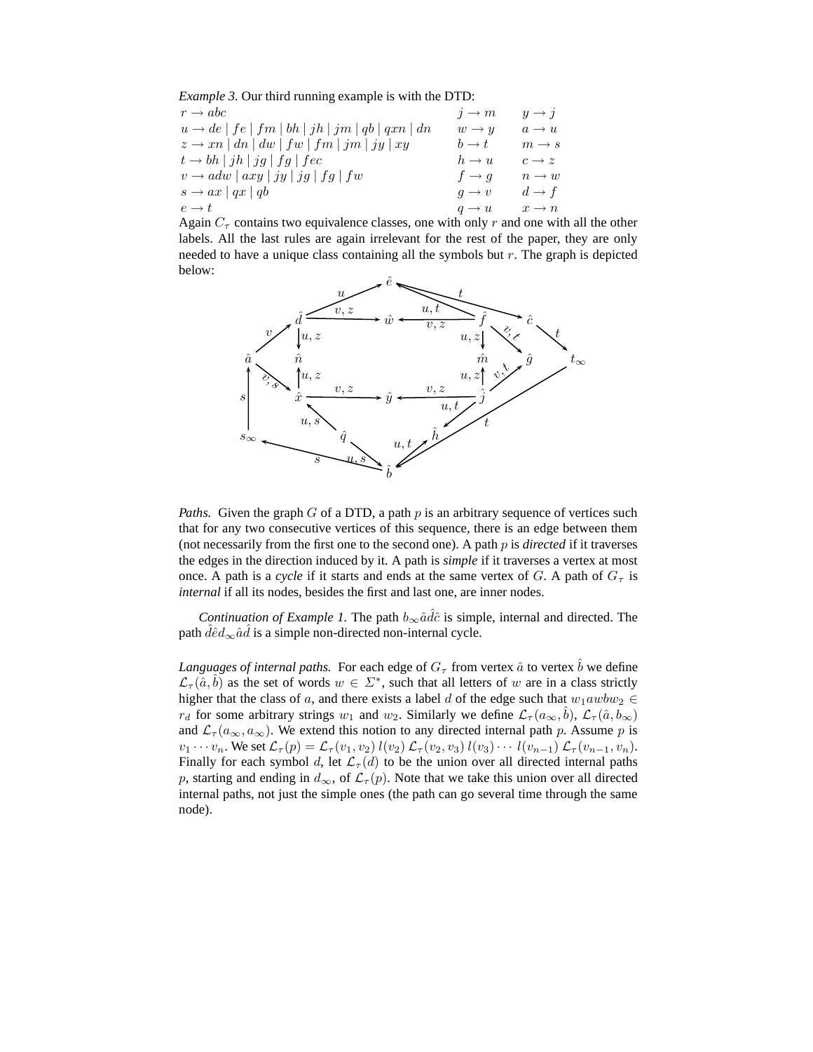*Example 3.* Our third running example is with the DTD:

$$
\begin{array}{lll}
r \rightarrow abc & j \rightarrow m & y \rightarrow j \\
u \rightarrow de \mid fe \mid fm \mid bh \mid jh \mid jm \mid qb \mid qxn \mid dn & w \rightarrow y & a \rightarrow u \\
z \rightarrow xn \mid dn \mid dw \mid fw \mid fm \mid jm \mid jy \mid xy & b \rightarrow t & m \rightarrow s \\
t \rightarrow bh \mid jh \mid jg \mid fg \mid fec & h \rightarrow u & c \rightarrow z \\
v \rightarrow adw \mid axy \mid jy \mid jg \mid fg \mid fw & f \rightarrow g & n \rightarrow w \\
s \rightarrow ax \mid qx \mid qb & g \rightarrow v & d \rightarrow f \\
e \rightarrow t & q \rightarrow u & x \rightarrow n
\end{array}
$$

Again $C_\tau$ contains two equivalence classes, one with only $r$ and one with all the other labels. All the last rules are again irrelevant for the rest of the paper, they are only needed to have a unique class containing all the symbols but $r$. The graph is depicted below:

*Paths.* Given the graph $G$ of a DTD, a path $p$ is an arbitrary sequence of vertices such that for any two consecutive vertices of this sequence, there is an edge between them (not necessarily from the first one to the second one). A path $p$ is *directed* if it traverses the edges in the direction induced by it. A path is *simple* if it traverses a vertex at most once. A path is a *cycle* if it starts and ends at the same vertex of $G$. A path of $G_\tau$ is *internal* if all its nodes, besides the first and last one, are inner nodes.

*Continuation of Example 1.* The path $b_\infty \hat{a}\hat{d}\hat{c}$ is simple, internal and directed. The path $\hat{d}\hat{e}d_\infty\hat{a}\hat{d}$ is a simple non-directed non-internal cycle.

*Languages of internal paths.* For each edge of $G_\tau$ from vertex $\hat{a}$ to vertex $\hat{b}$ we define $\mathcal{L}_\tau(\hat{a},\hat{b})$ as the set of words $w \in \Sigma^*$, such that all letters of $w$ are in a class strictly higher that the class of $a$, and there exists a label $d$ of the edge such that $w_1awbw_2 \in r_d$ for some arbitrary strings $w_1$ and $w_2$. Similarly we define $\mathcal{L}_\tau(a_\infty,\hat{b})$, $\mathcal{L}_\tau(\hat{a},b_\infty)$ and $\mathcal{L}_\tau(a_\infty,a_\infty)$. We extend this notion to any directed internal path $p$. Assume $p$ is $v_1 \cdots v_n$. We set $\mathcal{L}_\tau(p) = \mathcal{L}_\tau(v_1,v_2)\, l(v_2)\, \mathcal{L}_\tau(v_2,v_3)\, l(v_3) \cdots l(v_{n-1})\, \mathcal{L}_\tau(v_{n-1},v_n)$. Finally for each symbol $d$, let $\mathcal{L}_\tau(d)$ to be the union over all directed internal paths $p$, starting and ending in $d_\infty$, of $\mathcal{L}_\tau(p)$. Note that we take this union over all directed internal paths, not just the simple ones (the path can go several time through the same node).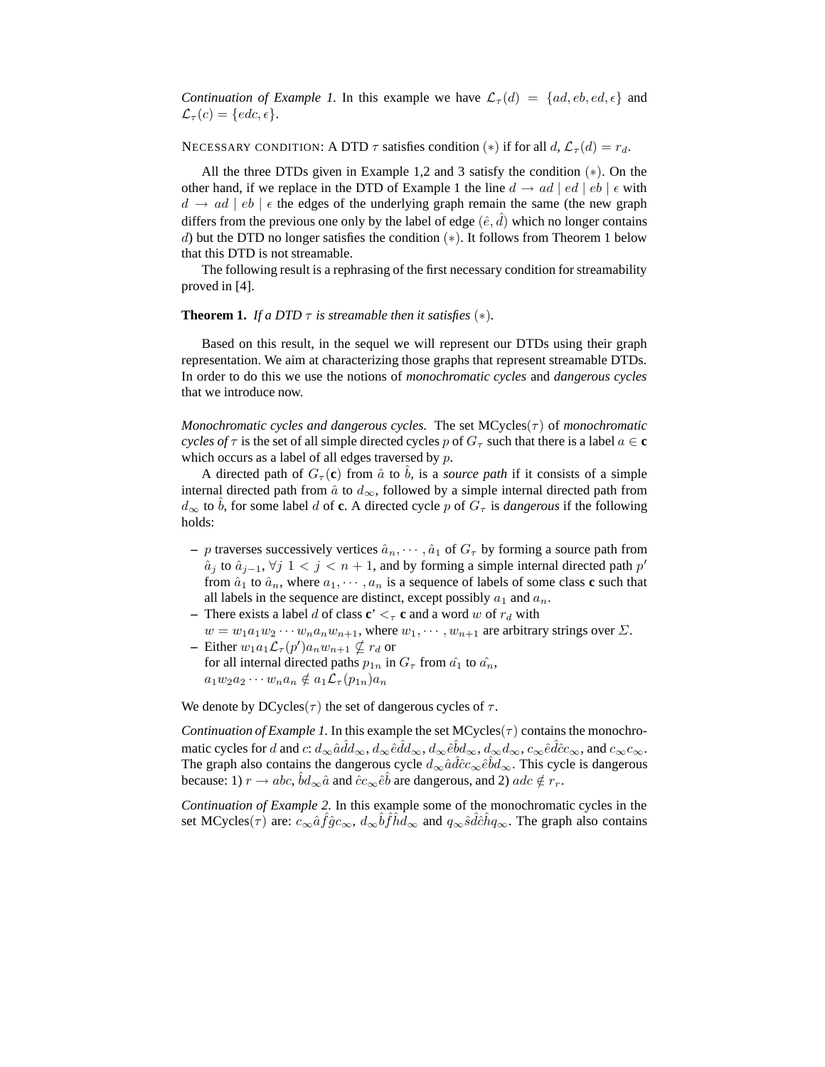*Continuation of Example 1.* In this example we have $\mathcal{L}_\tau(d) = \{ad, eb, ed, \epsilon\}$ and $\mathcal{L}_\tau(c) = \{edc, \epsilon\}$.

NECESSARY CONDITION: A DTD $\tau$ satisfies condition $(*)$ if for all $d$, $\mathcal{L}_\tau(d) = r_d$.

All the three DTDs given in Example 1,2 and 3 satisfy the condition $(*)$. On the other hand, if we replace in the DTD of Example 1 the line $d \rightarrow ad \mid ed \mid eb \mid \epsilon$ with $d \rightarrow ad \mid eb \mid \epsilon$ the edges of the underlying graph remain the same (the new graph differs from the previous one only by the label of edge $(\hat{e}, \hat{d})$ which no longer contains $d$) but the DTD no longer satisfies the condition $(*)$. It follows from Theorem 1 below that this DTD is not streamable.

The following result is a rephrasing of the first necessary condition for streamability proved in [4].

**Theorem 1.** *If a DTD $\tau$ is streamable then it satisfies $(*)$.*

Based on this result, in the sequel we will represent our DTDs using their graph representation. We aim at characterizing those graphs that represent streamable DTDs. In order to do this we use the notions of *monochromatic cycles* and *dangerous cycles* that we introduce now.

*Monochromatic cycles and dangerous cycles.* The set MCycles$(\tau)$ of *monochromatic cycles of* $\tau$ is the set of all simple directed cycles $p$ of $G_\tau$ such that there is a label $a \in$ **c** which occurs as a label of all edges traversed by $p$.

A directed path of $G_\tau($**c**$)$ from $\hat{a}$ to $\hat{b}$, is a *source path* if it consists of a simple internal directed path from $\hat{a}$ to $d_\infty$, followed by a simple internal directed path from $d_\infty$ to $\hat{b}$, for some label $d$ of **c**. A directed cycle $p$ of $G_\tau$ is *dangerous* if the following holds:

- $p$ traverses successively vertices $\hat{a}_n, \cdots, \hat{a}_1$ of $G_\tau$ by forming a source path from $\hat{a}_j$ to $\hat{a}_{j-1}$, $\forall j\ 1 < j < n+1$, and by forming a simple internal directed path $p'$ from $\hat{a}_1$ to $\hat{a}_n$, where $a_1, \cdots, a_n$ is a sequence of labels of some class **c** such that all labels in the sequence are distinct, except possibly $a_1$ and $a_n$.
- There exists a label $d$ of class **c**' $<_\tau$ **c** and a word $w$ of $r_d$ with $w = w_1 a_1 w_2 \cdots w_n a_n w_{n+1}$, where $w_1, \cdots, w_{n+1}$ are arbitrary strings over $\Sigma$.
- Either $w_1 a_1 \mathcal{L}_\tau(p') a_n w_{n+1} \nsubseteq r_d$ or for all internal directed paths $p_{1n}$ in $G_\tau$ from $\hat{a_1}$ to $\hat{a_n}$, $a_1 w_2 a_2 \cdots w_n a_n \notin a_1 \mathcal{L}_\tau(p_{1n}) a_n$

We denote by DCycles$(\tau)$ the set of dangerous cycles of $\tau$.

*Continuation of Example 1.* In this example the set MCycles$(\tau)$ contains the monochromatic cycles for $d$ and $c$: $d_\infty \hat{a}\hat{d} d_\infty$, $d_\infty \hat{e}\hat{d} d_\infty$, $d_\infty \hat{e}\hat{b} d_\infty$, $d_\infty d_\infty$, $c_\infty \hat{e}\hat{d}\hat{c} c_\infty$, and $c_\infty c_\infty$. The graph also contains the dangerous cycle $d_\infty \hat{a}\hat{d}\hat{c} c_\infty \hat{e}\hat{b} d_\infty$. This cycle is dangerous because: 1) $r \rightarrow abc$, $\hat{b} d_\infty \hat{a}$ and $\hat{c} c_\infty \hat{e}\hat{b}$ are dangerous, and 2) $adc \notin r_r$.

*Continuation of Example 2.* In this example some of the monochromatic cycles in the set MCycles$(\tau)$ are: $c_\infty \hat{a}\hat{f}\hat{g} c_\infty$, $d_\infty \hat{b}\hat{f}\hat{h} d_\infty$ and $q_\infty \hat{s}\hat{d}\hat{c}\hat{h} q_\infty$. The graph also contains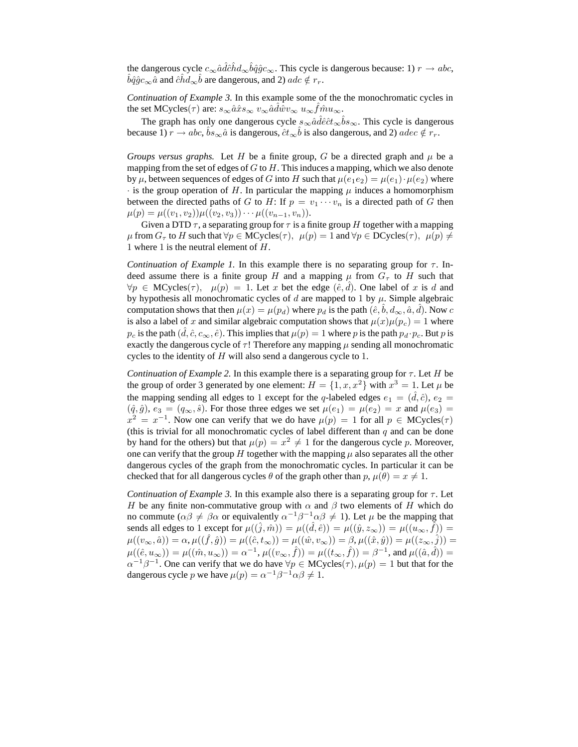the dangerous cycle $c_\infty \hat{a}\hat{d}\hat{c}\hat{h}d_\infty \hat{b}\hat{q}\hat{g}c_\infty$. This cycle is dangerous because: 1) $r \rightarrow abc$, $\hat{b}\hat{q}\hat{g}c_\infty \hat{a}$ and $\hat{c}\hat{h}d_\infty \hat{b}$ are dangerous, and 2) $adc \notin r_r$.

*Continuation of Example 3.* In this example some of the the monochromatic cycles in the set MCycles($\tau$) are: $s_\infty \hat{a}\hat{x}s_\infty$ $v_\infty \hat{a}\hat{d}\hat{w}v_\infty$ $u_\infty \hat{f}\hat{m}u_\infty$.

The graph has only one dangerous cycle $s_\infty \hat{a}\hat{d}\hat{e}\hat{c}t_\infty \hat{b}s_\infty$. This cycle is dangerous because 1) $r \rightarrow abc$, $\hat{b}s_\infty \hat{a}$ is dangerous, $\hat{c}t_\infty \hat{b}$ is also dangerous, and 2) $adec \notin r_r$.

*Groups versus graphs.* Let $H$ be a finite group, $G$ be a directed graph and $\mu$ be a mapping from the set of edges of $G$ to $H$. This induces a mapping, which we also denote by $\mu$, between sequences of edges of $G$ into $H$ such that $\mu(e_1 e_2) = \mu(e_1) \cdot \mu(e_2)$ where $\cdot$ is the group operation of $H$. In particular the mapping $\mu$ induces a homomorphism between the directed paths of $G$ to $H$: If $p = v_1 \cdots v_n$ is a directed path of $G$ then $\mu(p) = \mu((v_1, v_2))\mu((v_2, v_3)) \cdots \mu((v_{n-1}, v_n))$.

Given a DTD $\tau$, a separating group for $\tau$ is a finite group $H$ together with a mapping $\mu$ from $G_\tau$ to $H$ such that $\forall p \in$ MCycles($\tau$), $\mu(p) = 1$ and $\forall p \in$ DCycles($\tau$), $\mu(p) \neq 1$ where 1 is the neutral element of $H$.

*Continuation of Example 1.* In this example there is no separating group for $\tau$. Indeed assume there is a finite group $H$ and a mapping $\mu$ from $G_\tau$ to $H$ such that $\forall p \in$ MCycles($\tau$), $\mu(p) = 1$. Let $x$ bet the edge $(\hat{e}, \hat{d})$. One label of $x$ is $d$ and by hypothesis all monochromatic cycles of $d$ are mapped to 1 by $\mu$. Simple algebraic computation shows that then $\mu(x) = \mu(p_d)$ where $p_d$ is the path $(\hat{e}, \hat{b}, d_\infty, \hat{a}, \hat{d})$. Now $c$ is also a label of $x$ and similar algebraic computation shows that $\mu(x)\mu(p_c) = 1$ where $p_c$ is the path $(\hat{d}, \hat{c}, c_\infty, \hat{e})$. This implies that $\mu(p) = 1$ where $p$ is the path $p_d \cdot p_c$. But $p$ is exactly the dangerous cycle of $\tau$! Therefore any mapping $\mu$ sending all monochromatic cycles to the identity of $H$ will also send a dangerous cycle to 1.

*Continuation of Example 2.* In this example there is a separating group for $\tau$. Let $H$ be the group of order 3 generated by one element: $H = \{1, x, x^2\}$ with $x^3 = 1$. Let $\mu$ be the mapping sending all edges to 1 except for the $q$-labeled edges $e_1 = (\hat{d}, \hat{c})$, $e_2 = (\hat{q}, \hat{g})$, $e_3 = (q_\infty, \hat{s})$. For those three edges we set $\mu(e_1) = \mu(e_2) = x$ and $\mu(e_3) = x^2 = x^{-1}$. Now one can verify that we do have $\mu(p) = 1$ for all $p \in$ MCycles($\tau$) (this is trivial for all monochromatic cycles of label different than $q$ and can be done by hand for the others) but that $\mu(p) = x^2 \neq 1$ for the dangerous cycle $p$. Moreover, one can verify that the group $H$ together with the mapping $\mu$ also separates all the other dangerous cycles of the graph from the monochromatic cycles. In particular it can be checked that for all dangerous cycles $\theta$ of the graph other than $p$, $\mu(\theta) = x \neq 1$.

*Continuation of Example 3.* In this example also there is a separating group for $\tau$. Let $H$ be any finite non-commutative group with $\alpha$ and $\beta$ two elements of $H$ which do no commute ($\alpha\beta \neq \beta\alpha$ or equivalently $\alpha^{-1}\beta^{-1}\alpha\beta \neq 1$). Let $\mu$ be the mapping that sends all edges to 1 except for $\mu((\hat{j}, \hat{m})) = \mu((\hat{d}, \hat{e})) = \mu((\hat{y}, z_\infty)) = \mu((u_\infty, \hat{f})) = \mu((v_\infty, \hat{a})) = \alpha$, $\mu((\hat{f}, \hat{g})) = \mu((\hat{c}, t_\infty)) = \mu((\hat{w}, v_\infty)) = \beta$, $\mu((\hat{x}, \hat{y})) = \mu((z_\infty, \hat{j})) = \mu((\hat{e}, u_\infty)) = \mu((\hat{m}, u_\infty)) = \alpha^{-1}$, $\mu((v_\infty, \hat{f})) = \mu((t_\infty, \hat{f})) = \beta^{-1}$, and $\mu((\hat{a}, \hat{d})) = \alpha^{-1}\beta^{-1}$. One can verify that we do have $\forall p \in$ MCycles($\tau$), $\mu(p) = 1$ but that for the dangerous cycle $p$ we have $\mu(p) = \alpha^{-1}\beta^{-1}\alpha\beta \neq 1$.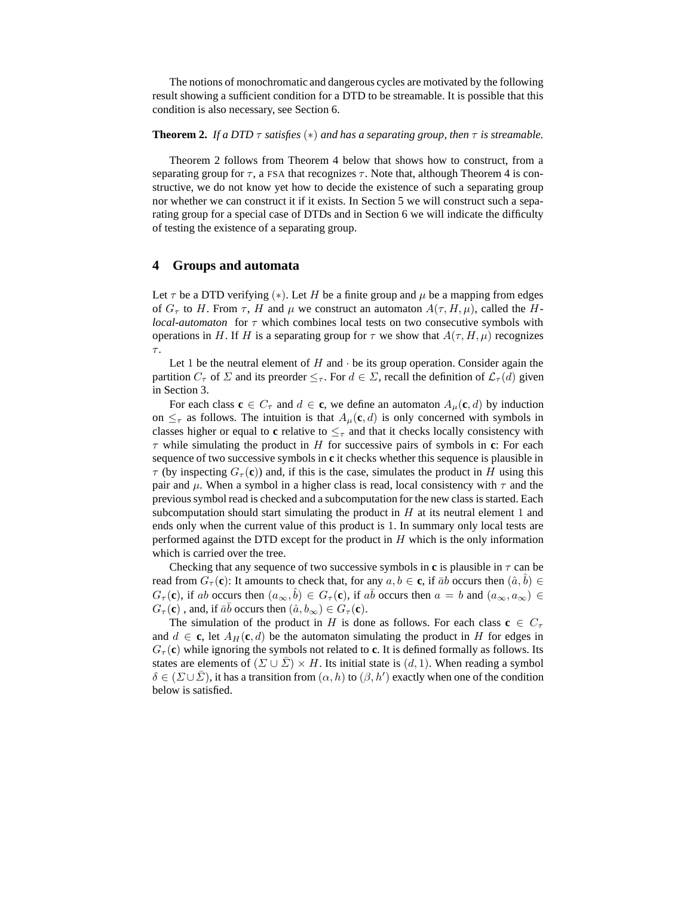The notions of monochromatic and dangerous cycles are motivated by the following result showing a sufficient condition for a DTD to be streamable. It is possible that this condition is also necessary, see Section 6.

**Theorem 2.** *If a DTD $\tau$ satisfies $(*)$ and has a separating group, then $\tau$ is streamable.*

Theorem 2 follows from Theorem 4 below that shows how to construct, from a separating group for $\tau$, a FSA that recognizes $\tau$. Note that, although Theorem 4 is constructive, we do not know yet how to decide the existence of such a separating group nor whether we can construct it if it exists. In Section 5 we will construct such a separating group for a special case of DTDs and in Section 6 we will indicate the difficulty of testing the existence of a separating group.

## 4 Groups and automata

Let $\tau$ be a DTD verifying $(*)$. Let $H$ be a finite group and $\mu$ be a mapping from edges of $G_\tau$ to $H$. From $\tau$, $H$ and $\mu$ we construct an automaton $A(\tau, H, \mu)$, called the *$H$-local-automaton* for $\tau$ which combines local tests on two consecutive symbols with operations in $H$. If $H$ is a separating group for $\tau$ we show that $A(\tau, H, \mu)$ recognizes $\tau$.

Let 1 be the neutral element of $H$ and $\cdot$ be its group operation. Consider again the partition $C_\tau$ of $\Sigma$ and its preorder $\leq_\tau$. For $d \in \Sigma$, recall the definition of $\mathcal{L}_\tau(d)$ given in Section 3.

For each class $\mathbf{c} \in C_\tau$ and $d \in \mathbf{c}$, we define an automaton $A_\mu(\mathbf{c}, d)$ by induction on $\leq_\tau$ as follows. The intuition is that $A_\mu(\mathbf{c}, d)$ is only concerned with symbols in classes higher or equal to $\mathbf{c}$ relative to $\leq_\tau$ and that it checks locally consistency with $\tau$ while simulating the product in $H$ for successive pairs of symbols in $\mathbf{c}$: For each sequence of two successive symbols in $\mathbf{c}$ it checks whether this sequence is plausible in $\tau$ (by inspecting $G_\tau(\mathbf{c})$) and, if this is the case, simulates the product in $H$ using this pair and $\mu$. When a symbol in a higher class is read, local consistency with $\tau$ and the previous symbol read is checked and a subcomputation for the new class is started. Each subcomputation should start simulating the product in $H$ at its neutral element 1 and ends only when the current value of this product is 1. In summary only local tests are performed against the DTD except for the product in $H$ which is the only information which is carried over the tree.

Checking that any sequence of two successive symbols in $\mathbf{c}$ is plausible in $\tau$ can be read from $G_\tau(\mathbf{c})$: It amounts to check that, for any $a, b \in \mathbf{c}$, if $\bar{a}b$ occurs then $(\hat{a}, \hat{b}) \in G_\tau(\mathbf{c})$, if $ab$ occurs then $(a_\infty, \hat{b}) \in G_\tau(\mathbf{c})$, if $a\bar{b}$ occurs then $a = b$ and $(a_\infty, a_\infty) \in G_\tau(\mathbf{c})$ , and, if $\bar{a}\bar{b}$ occurs then $(\hat{a}, b_\infty) \in G_\tau(\mathbf{c})$.

The simulation of the product in $H$ is done as follows. For each class $\mathbf{c} \in C_\tau$ and $d \in \mathbf{c}$, let $A_H(\mathbf{c}, d)$ be the automaton simulating the product in $H$ for edges in $G_\tau(\mathbf{c})$ while ignoring the symbols not related to $\mathbf{c}$. It is defined formally as follows. Its states are elements of $(\Sigma \cup \bar{\Sigma}) \times H$. Its initial state is $(d, 1)$. When reading a symbol $\delta \in (\Sigma \cup \bar{\Sigma})$, it has a transition from $(\alpha, h)$ to $(\beta, h')$ exactly when one of the condition below is satisfied.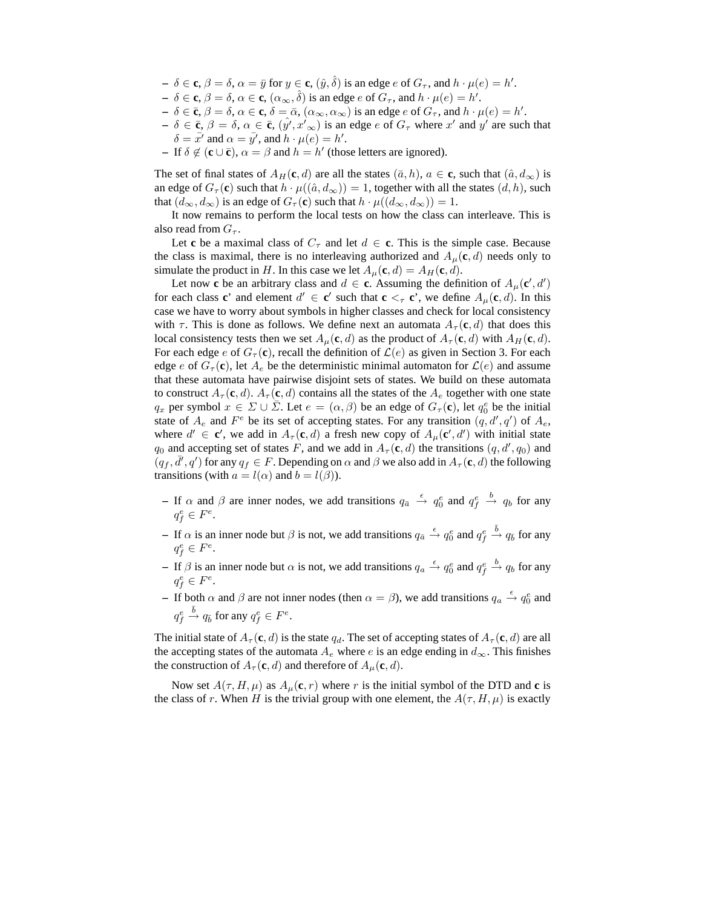- $\delta \in \mathbf{c}$, $\beta = \delta$, $\alpha = \bar{y}$ for $y \in \mathbf{c}$, $(\hat{y}, \hat{\delta})$ is an edge $e$ of $G_\tau$, and $h \cdot \mu(e) = h'$.
- $\delta \in \mathbf{c}$, $\beta = \delta$, $\alpha \in \mathbf{c}$, $(\alpha_\infty, \hat{\delta})$ is an edge $e$ of $G_\tau$, and $h \cdot \mu(e) = h'$.
- $\delta \in \bar{\mathbf{c}}$, $\beta = \delta$, $\alpha \in \mathbf{c}$, $\delta = \bar{\alpha}$, $(\alpha_\infty, \alpha_\infty)$ is an edge $e$ of $G_\tau$, and $h \cdot \mu(e) = h'$.
- $\delta \in \bar{\mathbf{c}}$, $\beta = \delta$, $\alpha \in \bar{\mathbf{c}}$, $(\hat{y'}, {x'}_\infty)$ is an edge $e$ of $G_\tau$ where $x'$ and $y'$ are such that $\delta = \bar{x'}$ and $\alpha = \bar{y'}$, and $h \cdot \mu(e) = h'$.
- If $\delta \notin (\mathbf{c} \cup \bar{\mathbf{c}})$, $\alpha = \beta$ and $h = h'$ (those letters are ignored).

The set of final states of $A_H(\mathbf{c}, d)$ are all the states $(\bar{a}, h)$, $a \in \mathbf{c}$, such that $(\hat{a}, d_\infty)$ is an edge of $G_\tau(\mathbf{c})$ such that $h \cdot \mu((\hat{a}, d_\infty)) = 1$, together with all the states $(d, h)$, such that $(d_\infty, d_\infty)$ is an edge of $G_\tau(\mathbf{c})$ such that $h \cdot \mu((d_\infty, d_\infty)) = 1$.

It now remains to perform the local tests on how the class can interleave. This is also read from $G_\tau$.

Let $\mathbf{c}$ be a maximal class of $C_\tau$ and let $d \in \mathbf{c}$. This is the simple case. Because the class is maximal, there is no interleaving authorized and $A_\mu(\mathbf{c}, d)$ needs only to simulate the product in $H$. In this case we let $A_\mu(\mathbf{c}, d) = A_H(\mathbf{c}, d)$.

Let now $\mathbf{c}$ be an arbitrary class and $d \in \mathbf{c}$. Assuming the definition of $A_\mu(\mathbf{c}', d')$ for each class $\mathbf{c}$' and element $d' \in \mathbf{c}'$ such that $\mathbf{c} <_\tau \mathbf{c}'$, we define $A_\mu(\mathbf{c}, d)$. In this case we have to worry about symbols in higher classes and check for local consistency with $\tau$. This is done as follows. We define next an automata $A_\tau(\mathbf{c}, d)$ that does this local consistency tests then we set $A_\mu(\mathbf{c}, d)$ as the product of $A_\tau(\mathbf{c}, d)$ with $A_H(\mathbf{c}, d)$. For each edge $e$ of $G_\tau(\mathbf{c})$, recall the definition of $\mathcal{L}(e)$ as given in Section 3. For each edge $e$ of $G_\tau(\mathbf{c})$, let $A_e$ be the deterministic minimal automaton for $\mathcal{L}(e)$ and assume that these automata have pairwise disjoint sets of states. We build on these automata to construct $A_\tau(\mathbf{c}, d)$. $A_\tau(\mathbf{c}, d)$ contains all the states of the $A_e$ together with one state $q_x$ per symbol $x \in \Sigma \cup \bar{\Sigma}$. Let $e = (\alpha, \beta)$ be an edge of $G_\tau(\mathbf{c})$, let $q_0^e$ be the initial state of $A_e$ and $F^e$ be its set of accepting states. For any transition $(q, d', q')$ of $A_e$, where $d' \in \mathbf{c}'$, we add in $A_\tau(\mathbf{c}, d)$ a fresh new copy of $A_\mu(\mathbf{c}', d')$ with initial state $q_0$ and accepting set of states $F$, and we add in $A_\tau(\mathbf{c}, d)$ the transitions $(q, d', q_0)$ and $(q_f, \bar{d'}, q')$ for any $q_f \in F$. Depending on $\alpha$ and $\beta$ we also add in $A_\tau(\mathbf{c}, d)$ the following transitions (with $a = l(\alpha)$ and $b = l(\beta)$).

- If $\alpha$ and $\beta$ are inner nodes, we add transitions $q_{\bar{a}} \xrightarrow{\epsilon} q_0^e$ and $q_f^e \xrightarrow{b} q_b$ for any $q_f^e \in F^e$.
- If $\alpha$ is an inner node but $\beta$ is not, we add transitions $q_{\bar{a}} \xrightarrow{\epsilon} q_0^e$ and $q_f^e \xrightarrow{\bar{b}} q_{\bar{b}}$ for any $q_f^e \in F^e$.
- If $\beta$ is an inner node but $\alpha$ is not, we add transitions $q_a \xrightarrow{\epsilon} q_0^e$ and $q_f^e \xrightarrow{b} q_b$ for any $q_f^e \in F^e$.
- If both $\alpha$ and $\beta$ are not inner nodes (then $\alpha = \beta$), we add transitions $q_a \xrightarrow{\epsilon} q_0^e$ and $q_f^e \xrightarrow{\bar{b}} q_{\bar{b}}$ for any $q_f^e \in F^e$.

The initial state of $A_\tau(\mathbf{c}, d)$ is the state $q_d$. The set of accepting states of $A_\tau(\mathbf{c}, d)$ are all the accepting states of the automata $A_e$ where $e$ is an edge ending in $d_\infty$. This finishes the construction of $A_\tau(\mathbf{c}, d)$ and therefore of $A_\mu(\mathbf{c}, d)$.

Now set $A(\tau, H, \mu)$ as $A_\mu(\mathbf{c}, r)$ where $r$ is the initial symbol of the DTD and $\mathbf{c}$ is the class of $r$. When $H$ is the trivial group with one element, the $A(\tau, H, \mu)$ is exactly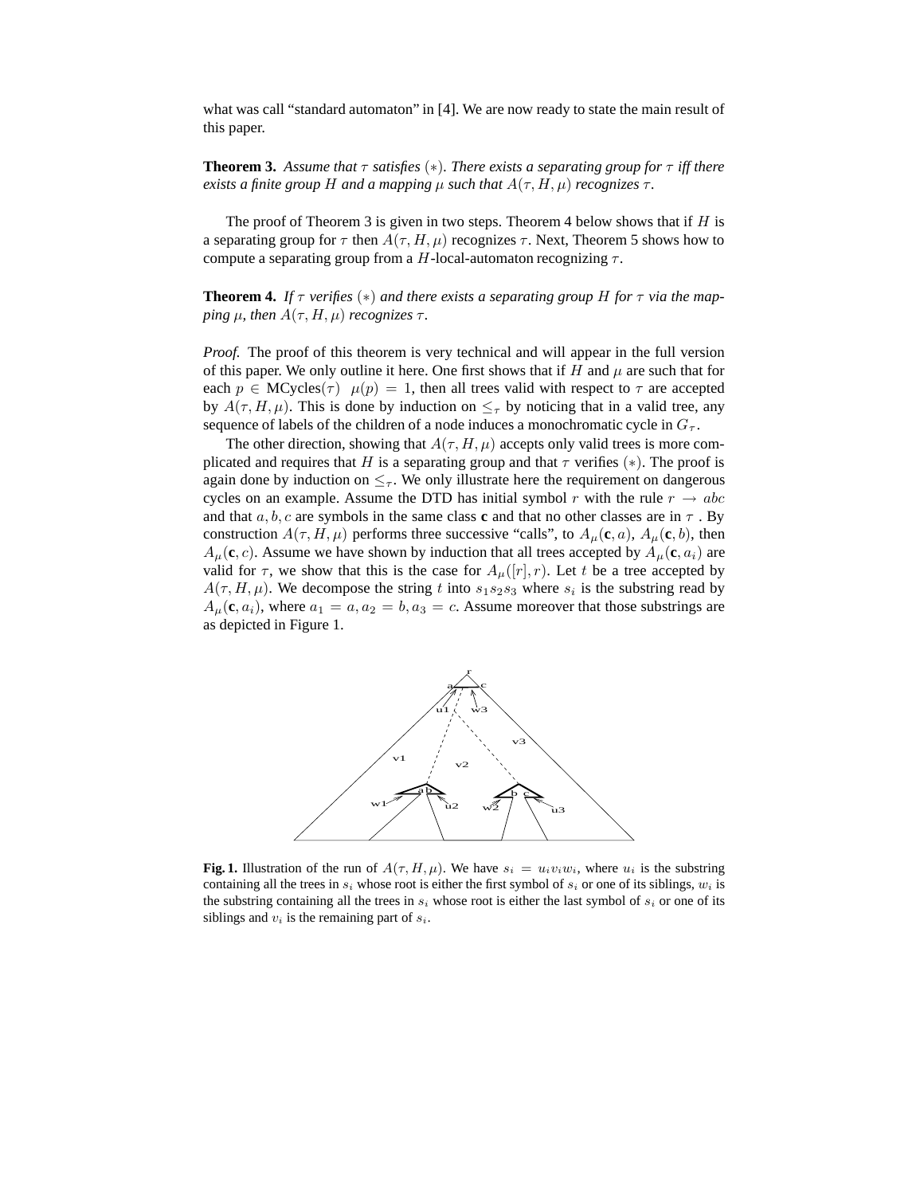what was call "standard automaton" in [4]. We are now ready to state the main result of this paper.

**Theorem 3.** *Assume that $\tau$ satisfies $(*)$. There exists a separating group for $\tau$ iff there exists a finite group $H$ and a mapping $\mu$ such that $A(\tau, H, \mu)$ recognizes $\tau$.*

The proof of Theorem 3 is given in two steps. Theorem 4 below shows that if $H$ is a separating group for $\tau$ then $A(\tau, H, \mu)$ recognizes $\tau$. Next, Theorem 5 shows how to compute a separating group from a $H$-local-automaton recognizing $\tau$.

**Theorem 4.** *If $\tau$ verifies $(*)$ and there exists a separating group $H$ for $\tau$ via the mapping $\mu$, then $A(\tau, H, \mu)$ recognizes $\tau$.*

*Proof.* The proof of this theorem is very technical and will appear in the full version of this paper. We only outline it here. One first shows that if $H$ and $\mu$ are such that for each $p \in \text{MCycles}(\tau)$ $\mu(p) = 1$, then all trees valid with respect to $\tau$ are accepted by $A(\tau, H, \mu)$. This is done by induction on $\leq_\tau$ by noticing that in a valid tree, any sequence of labels of the children of a node induces a monochromatic cycle in $G_\tau$.

The other direction, showing that $A(\tau, H, \mu)$ accepts only valid trees is more complicated and requires that $H$ is a separating group and that $\tau$ verifies $(*)$. The proof is again done by induction on $\leq_\tau$. We only illustrate here the requirement on dangerous cycles on an example. Assume the DTD has initial symbol $r$ with the rule $r \to abc$ and that $a, b, c$ are symbols in the same class $\mathbf{c}$ and that no other classes are in $\tau$. By construction $A(\tau, H, \mu)$ performs three successive "calls", to $A_\mu(\mathbf{c}, a)$, $A_\mu(\mathbf{c}, b)$, then $A_\mu(\mathbf{c}, c)$. Assume we have shown by induction that all trees accepted by $A_\mu(\mathbf{c}, a_i)$ are valid for $\tau$, we show that this is the case for $A_\mu([r], r)$. Let $t$ be a tree accepted by $A(\tau, H, \mu)$. We decompose the string $t$ into $s_1 s_2 s_3$ where $s_i$ is the substring read by $A_\mu(\mathbf{c}, a_i)$, where $a_1 = a, a_2 = b, a_3 = c$. Assume moreover that those substrings are as depicted in Figure 1.

**Fig. 1.** Illustration of the run of $A(\tau, H, \mu)$. We have $s_i = u_i v_i w_i$, where $u_i$ is the substring containing all the trees in $s_i$ whose root is either the first symbol of $s_i$ or one of its siblings, $w_i$ is the substring containing all the trees in $s_i$ whose root is either the last symbol of $s_i$ or one of its siblings and $v_i$ is the remaining part of $s_i$.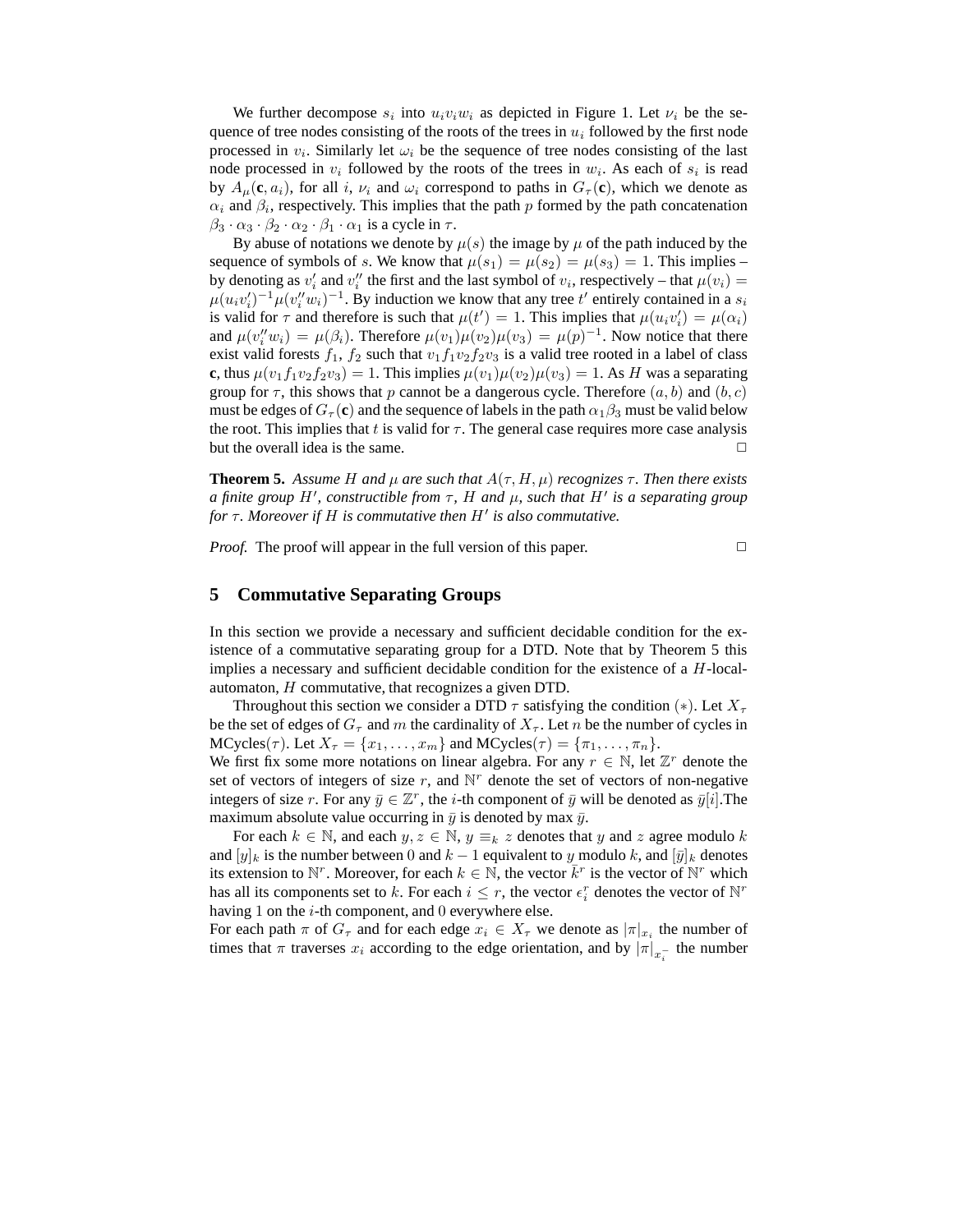We further decompose $s_i$ into $u_i v_i w_i$ as depicted in Figure 1. Let $\nu_i$ be the sequence of tree nodes consisting of the roots of the trees in $u_i$ followed by the first node processed in $v_i$. Similarly let $\omega_i$ be the sequence of tree nodes consisting of the last node processed in $v_i$ followed by the roots of the trees in $w_i$. As each of $s_i$ is read by $A_\mu(\mathbf{c}, a_i)$, for all $i$, $\nu_i$ and $\omega_i$ correspond to paths in $G_\tau(\mathbf{c})$, which we denote as $\alpha_i$ and $\beta_i$, respectively. This implies that the path $p$ formed by the path concatenation $\beta_3 \cdot \alpha_3 \cdot \beta_2 \cdot \alpha_2 \cdot \beta_1 \cdot \alpha_1$ is a cycle in $\tau$.

By abuse of notations we denote by $\mu(s)$ the image by $\mu$ of the path induced by the sequence of symbols of $s$. We know that $\mu(s_1) = \mu(s_2) = \mu(s_3) = 1$. This implies – by denoting as $v_i'$ and $v_i''$ the first and the last symbol of $v_i$, respectively – that $\mu(v_i) = \mu(u_i v_i')^{-1} \mu(v_i'' w_i)^{-1}$. By induction we know that any tree $t'$ entirely contained in a $s_i$ is valid for $\tau$ and therefore is such that $\mu(t') = 1$. This implies that $\mu(u_i v_i') = \mu(\alpha_i)$ and $\mu(v_i'' w_i) = \mu(\beta_i)$. Therefore $\mu(v_1)\mu(v_2)\mu(v_3) = \mu(p)^{-1}$. Now notice that there exist valid forests $f_1$, $f_2$ such that $v_1 f_1 v_2 f_2 v_3$ is a valid tree rooted in a label of class $\mathbf{c}$, thus $\mu(v_1 f_1 v_2 f_2 v_3) = 1$. This implies $\mu(v_1)\mu(v_2)\mu(v_3) = 1$. As $H$ was a separating group for $\tau$, this shows that $p$ cannot be a dangerous cycle. Therefore $(a, b)$ and $(b, c)$ must be edges of $G_\tau(\mathbf{c})$ and the sequence of labels in the path $\alpha_1 \beta_3$ must be valid below the root. This implies that $t$ is valid for $\tau$. The general case requires more case analysis but the overall idea is the same. □

**Theorem 5.** *Assume $H$ and $\mu$ are such that $A(\tau, H, \mu)$ recognizes $\tau$. Then there exists a finite group $H'$, constructible from $\tau$, $H$ and $\mu$, such that $H'$ is a separating group for $\tau$. Moreover if $H$ is commutative then $H'$ is also commutative.*

*Proof.* The proof will appear in the full version of this paper. □

## 5 Commutative Separating Groups

In this section we provide a necessary and sufficient decidable condition for the existence of a commutative separating group for a DTD. Note that by Theorem 5 this implies a necessary and sufficient decidable condition for the existence of a $H$-local-automaton, $H$ commutative, that recognizes a given DTD.

Throughout this section we consider a DTD $\tau$ satisfying the condition $(*)$. Let $X_\tau$ be the set of edges of $G_\tau$ and $m$ the cardinality of $X_\tau$. Let $n$ be the number of cycles in MCycles($\tau$). Let $X_\tau = \{x_1, \ldots, x_m\}$ and MCycles($\tau$) $= \{\pi_1, \ldots, \pi_n\}$.
We first fix some more notations on linear algebra. For any $r \in \mathbb{N}$, let $\mathbb{Z}^r$ denote the set of vectors of integers of size $r$, and $\mathbb{N}^r$ denote the set of vectors of non-negative integers of size $r$. For any $\bar{y} \in \mathbb{Z}^r$, the $i$-th component of $\bar{y}$ will be denoted as $\bar{y}[i]$.The maximum absolute value occurring in $\bar{y}$ is denoted by $\max \bar{y}$.

For each $k \in \mathbb{N}$, and each $y, z \in \mathbb{N}$, $y \equiv_k z$ denotes that $y$ and $z$ agree modulo $k$ and $[y]_k$ is the number between $0$ and $k-1$ equivalent to $y$ modulo $k$, and $[\bar{y}]_k$ denotes its extension to $\mathbb{N}^r$. Moreover, for each $k \in \mathbb{N}$, the vector $\bar{k}^r$ is the vector of $\mathbb{N}^r$ which has all its components set to $k$. For each $i \leq r$, the vector $\epsilon_i^r$ denotes the vector of $\mathbb{N}^r$ having $1$ on the $i$-th component, and $0$ everywhere else.
For each path $\pi$ of $G_\tau$ and for each edge $x_i \in X_\tau$ we denote as $|\pi|_{x_i}$ the number of times that $\pi$ traverses $x_i$ according to the edge orientation, and by $|\pi|_{x_i^-}$ the number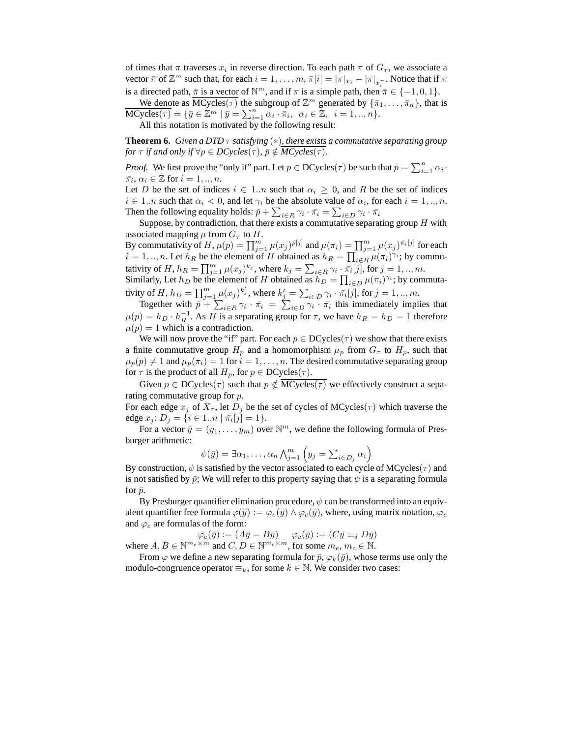of times that $\pi$ traverses $x_i$ in reverse direction. To each path $\pi$ of $G_\tau$, we associate a vector $\bar{\pi}$ of $\mathbb{Z}^m$ such that, for each $i = 1, \ldots, m$, $\bar{\pi}[i] = |\pi|_{x_i} - |\pi|_{x_i^-}$. Notice that if $\pi$ is a directed path, $\bar{\pi}$ is a vector of $\mathbb{N}^m$, and if $\pi$ is a simple path, then $\bar{\pi} \in \{-1, 0, 1\}$.

We denote as $\overline{\text{MCycles}(\tau)}$ the subgroup of $\mathbb{Z}^m$ generated by $\{\bar{\pi}_1, \ldots, \bar{\pi}_n\}$, that is $\overline{\text{MCycles}(\tau)} = \{\bar{y} \in \mathbb{Z}^m \mid \bar{y} = \sum_{i=1}^n \alpha_i \cdot \bar{\pi}_i,\ \ \alpha_i \in \mathbb{Z},\ \ i = 1, .., n\}$.

All this notation is motivated by the following result:

**Theorem 6.** *Given a DTD $\tau$ satisfying $(*)$, there exists a commutative separating group for $\tau$ if and only if $\forall p \in DCycles(\tau)$, $\bar{p} \notin \overline{MCycles(\tau)}$.*

*Proof.* We first prove the "only if" part. Let $p \in \text{DCycles}(\tau)$ be such that $\bar{p} = \sum_{i=1}^n \alpha_i \cdot \bar{\pi}_i$, $\alpha_i \in \mathbb{Z}$ for $i = 1, .., n$.

Let $D$ be the set of indices $i \in 1..n$ such that $\alpha_i \geq 0$, and $R$ be the set of indices $i \in 1..n$ such that $\alpha_i < 0$, and let $\gamma_i$ be the absolute value of $\alpha_i$, for each $i = 1, .., n$. Then the following equality holds: $\bar{p} + \sum_{i \in R} \gamma_i \cdot \bar{\pi}_i = \sum_{i \in D} \gamma_i \cdot \bar{\pi}_i$

Suppose, by contradiction, that there exists a commutative separating group $H$ with associated mapping $\mu$ from $G_\tau$ to $H$.

By commutativity of $H$, $\mu(p) = \prod_{j=1}^m \mu(x_j)^{\bar{p}[j]}$ and $\mu(\pi_i) = \prod_{j=1}^m \mu(x_j)^{\bar{\pi}_i[j]}$ for each $i = 1, .., n$. Let $h_R$ be the element of $H$ obtained as $h_R = \prod_{i \in R} \mu(\pi_i)^{\gamma_i}$; by commutativity of $H$, $h_R = \prod_{j=1}^m \mu(x_j)^{k_j}$, where $k_j = \sum_{i \in R} \gamma_i \cdot \bar{\pi}_i[j]$, for $j = 1, .., m$.

Similarly, Let $h_D$ be the element of $H$ obtained as $h_D = \prod_{i \in D} \mu(\pi_i)^{\gamma_i}$; by commutativity of $H$, $h_D = \prod_{j=1}^m \mu(x_j)^{k'_j}$, where $k'_j = \sum_{i \in D} \gamma_i \cdot \bar{\pi}_i[j]$, for $j = 1, .., m$.

Together with $\bar{p} + \sum_{i \in R} \gamma_i \cdot \bar{\pi}_i = \sum_{i \in D} \gamma_i \cdot \bar{\pi}_i$ this immediately implies that $\mu(p) = h_D \cdot h_R^{-1}$. As $H$ is a separating group for $\tau$, we have $h_R = h_D = 1$ therefore $\mu(p) = 1$ which is a contradiction.

We will now prove the "if" part. For each $p \in \text{DCycles}(\tau)$ we show that there exists a finite commutative group $H_p$ and a homomorphism $\mu_p$ from $G_\tau$ to $H_p$, such that $\mu_p(p) \neq 1$ and $\mu_p(\pi_i) = 1$ for $i = 1, \ldots, n$. The desired commutative separating group for $\tau$ is the product of all $H_p$, for $p \in \text{DCycles}(\tau)$.

Given $p \in \text{DCycles}(\tau)$ such that $p \notin \overline{\text{MCycles}(\tau)}$ we effectively construct a separating commutative group for $p$.

For each edge $x_j$ of $X_\tau$, let $D_j$ be the set of cycles of $\text{MCycles}(\tau)$ which traverse the edge $x_j$: $D_j = \{i \in 1..n \mid \bar{\pi}_i[j] = 1\}$.

For a vector $\bar{y} = (y_1, \ldots, y_m)$ over $\mathbb{N}^m$, we define the following formula of Presburger arithmetic:

$$\psi(\bar{y}) = \exists \alpha_1, \ldots, \alpha_n \bigwedge_{j=1}^m \left( y_j = \sum_{i \in D_j} \alpha_i \right)$$

By construction, $\psi$ is satisfied by the vector associated to each cycle of $\text{MCycles}(\tau)$ and is not satisfied by $\bar{p}$; We will refer to this property saying that $\psi$ is a separating formula for $\bar{p}$.

By Presburger quantifier elimination procedure, $\psi$ can be transformed into an equivalent quantifier free formula $\varphi(\bar{y}) := \varphi_e(\bar{y}) \wedge \varphi_c(\bar{y})$, where, using matrix notation, $\varphi_e$ and $\varphi_c$ are formulas of the form:

$$\varphi_e(\bar{y}) := (A\bar{y} = B\bar{y}) \qquad \varphi_c(\bar{y}) := (C\bar{y} \equiv_\delta D\bar{y})$$

where $A, B \in \mathbb{N}^{m_e \times m}$ and $C, D \in \mathbb{N}^{m_c \times m}$, for some $m_e, m_c \in \mathbb{N}$.

From $\varphi$ we define a new separating formula for $\bar{p}$, $\varphi_k(\bar{y})$, whose terms use only the modulo-congruence operator $\equiv_k$, for some $k \in \mathbb{N}$. We consider two cases: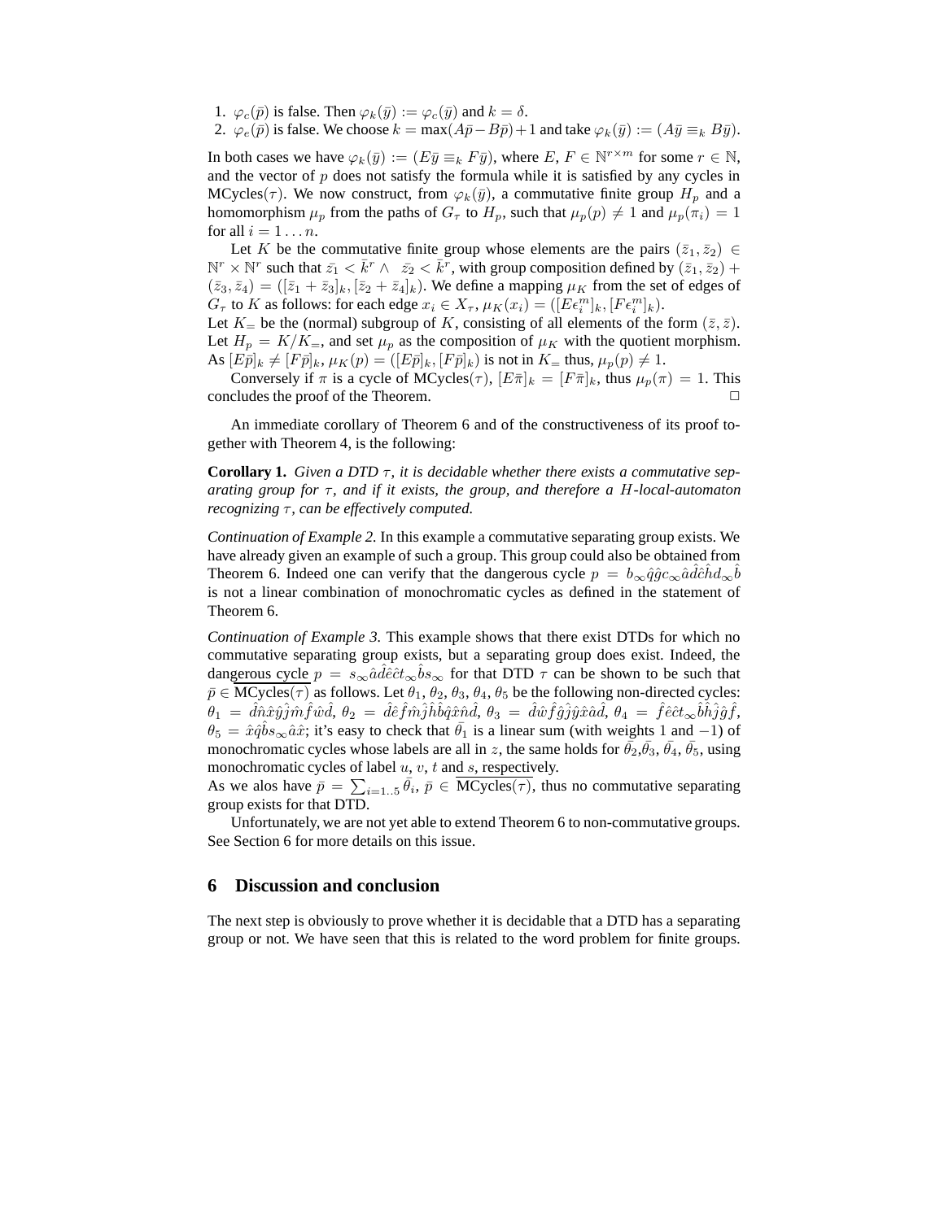1. $\varphi_c(\bar{p})$ is false. Then $\varphi_k(\bar{y}) := \varphi_c(\bar{y})$ and $k = \delta$.
2. $\varphi_e(\bar{p})$ is false. We choose $k = \max(A\bar{p} - B\bar{p}) + 1$ and take $\varphi_k(\bar{y}) := (A\bar{y} \equiv_k B\bar{y})$.

In both cases we have $\varphi_k(\bar{y}) := (E\bar{y} \equiv_k F\bar{y})$, where $E, F \in \mathbb{N}^{r \times m}$ for some $r \in \mathbb{N}$, and the vector of $p$ does not satisfy the formula while it is satisfied by any cycles in MCycles($\tau$). We now construct, from $\varphi_k(\bar{y})$, a commutative finite group $H_p$ and a homomorphism $\mu_p$ from the paths of $G_\tau$ to $H_p$, such that $\mu_p(p) \neq 1$ and $\mu_p(\pi_i) = 1$ for all $i = 1 \ldots n$.

Let $K$ be the commutative finite group whose elements are the pairs $(\bar{z}_1, \bar{z}_2) \in \mathbb{N}^r \times \mathbb{N}^r$ such that $\bar{z_1} < \bar{k}^r \wedge \ \bar{z_2} < \bar{k}^r$, with group composition defined by $(\bar{z}_1, \bar{z}_2) + (\bar{z}_3, \bar{z}_4) = ([\bar{z}_1 + \bar{z}_3]_k, [\bar{z}_2 + \bar{z}_4]_k)$. We define a mapping $\mu_K$ from the set of edges of $G_\tau$ to $K$ as follows: for each edge $x_i \in X_\tau$, $\mu_K(x_i) = ([E\epsilon_i^m]_k, [F\epsilon_i^m]_k)$.
Let $K_=$ be the (normal) subgroup of $K$, consisting of all elements of the form $(\bar{z}, \bar{z})$. Let $H_p = K/K_=$, and set $\mu_p$ as the composition of $\mu_K$ with the quotient morphism. As $[E\bar{p}]_k \neq [F\bar{p}]_k$, $\mu_K(p) = ([E\bar{p}]_k, [F\bar{p}]_k)$ is not in $K_=$ thus, $\mu_p(p) \neq 1$.

Conversely if $\pi$ is a cycle of MCycles($\tau$), $[E\bar{\pi}]_k = [F\bar{\pi}]_k$, thus $\mu_p(\pi) = 1$. This concludes the proof of the Theorem. □

An immediate corollary of Theorem 6 and of the constructiveness of its proof together with Theorem 4, is the following:

**Corollary 1.** *Given a DTD $\tau$, it is decidable whether there exists a commutative separating group for $\tau$, and if it exists, the group, and therefore a $H$-local-automaton recognizing $\tau$, can be effectively computed.*

*Continuation of Example 2.* In this example a commutative separating group exists. We have already given an example of such a group. This group could also be obtained from Theorem 6. Indeed one can verify that the dangerous cycle $p = b_\infty \hat{q}\hat{g}c_\infty \hat{a}\hat{d}\hat{c}\hat{h}d_\infty \hat{b}$ is not a linear combination of monochromatic cycles as defined in the statement of Theorem 6.

*Continuation of Example 3.* This example shows that there exist DTDs for which no commutative separating group exists, but a separating group does exist. Indeed, the dangerous cycle $p = s_\infty \hat{a}\hat{d}\hat{e}\hat{c}t_\infty \hat{b}s_\infty$ for that DTD $\tau$ can be shown to be such that $\bar{p} \in \overline{\text{MCycles}(\tau)}$ as follows. Let $\theta_1$, $\theta_2$, $\theta_3$, $\theta_4$, $\theta_5$ be the following non-directed cycles: $\theta_1 = \hat{d}\hat{n}\hat{x}\hat{y}\hat{j}\hat{m}\hat{f}\hat{w}\hat{d}$, $\theta_2 = \hat{d}\hat{e}\hat{f}\hat{m}\hat{j}\hat{h}\hat{b}\hat{q}\hat{x}\hat{n}\hat{d}$, $\theta_3 = \hat{d}\hat{w}\hat{f}\hat{g}\hat{j}\hat{y}\hat{x}\hat{a}\hat{d}$, $\theta_4 = \hat{f}\hat{e}\hat{c}t_\infty \hat{b}\hat{h}\hat{j}\hat{g}\hat{f}$, $\theta_5 = \hat{x}\hat{q}\hat{b}s_\infty \hat{a}\hat{x}$; it's easy to check that $\bar{\theta_1}$ is a linear sum (with weights 1 and $-1$) of monochromatic cycles whose labels are all in $z$, the same holds for $\bar{\theta_2}$,$\bar{\theta_3}$, $\bar{\theta_4}$, $\bar{\theta_5}$, using monochromatic cycles of label $u$, $v$, $t$ and $s$, respectively.
As we alos have $\bar{p} = \sum_{i=1..5} \bar{\theta}_i$, $\bar{p} \in \overline{\text{MCycles}(\tau)}$, thus no commutative separating group exists for that DTD.

Unfortunately, we are not yet able to extend Theorem 6 to non-commutative groups. See Section 6 for more details on this issue.

## 6 Discussion and conclusion

The next step is obviously to prove whether it is decidable that a DTD has a separating group or not. We have seen that this is related to the word problem for finite groups.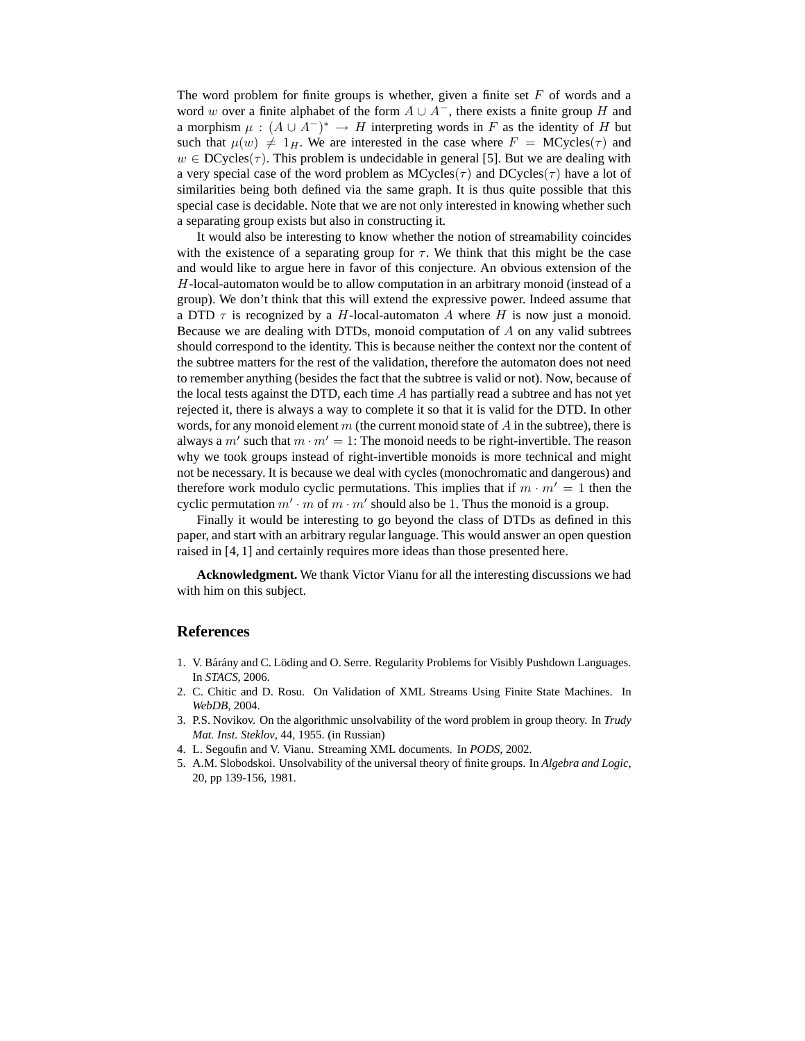The word problem for finite groups is whether, given a finite set $F$ of words and a word $w$ over a finite alphabet of the form $A \cup A^-$, there exists a finite group $H$ and a morphism $\mu : (A \cup A^-)^* \to H$ interpreting words in $F$ as the identity of $H$ but such that $\mu(w) \neq 1_H$. We are interested in the case where $F = \text{MCycles}(\tau)$ and $w \in \text{DCycles}(\tau)$. This problem is undecidable in general [5]. But we are dealing with a very special case of the word problem as $\text{MCycles}(\tau)$ and $\text{DCycles}(\tau)$ have a lot of similarities being both defined via the same graph. It is thus quite possible that this special case is decidable. Note that we are not only interested in knowing whether such a separating group exists but also in constructing it.

It would also be interesting to know whether the notion of streamability coincides with the existence of a separating group for $\tau$. We think that this might be the case and would like to argue here in favor of this conjecture. An obvious extension of the $H$-local-automaton would be to allow computation in an arbitrary monoid (instead of a group). We don't think that this will extend the expressive power. Indeed assume that a DTD $\tau$ is recognized by a $H$-local-automaton $A$ where $H$ is now just a monoid. Because we are dealing with DTDs, monoid computation of $A$ on any valid subtrees should correspond to the identity. This is because neither the context nor the content of the subtree matters for the rest of the validation, therefore the automaton does not need to remember anything (besides the fact that the subtree is valid or not). Now, because of the local tests against the DTD, each time $A$ has partially read a subtree and has not yet rejected it, there is always a way to complete it so that it is valid for the DTD. In other words, for any monoid element $m$ (the current monoid state of $A$ in the subtree), there is always a $m'$ such that $m \cdot m' = 1$: The monoid needs to be right-invertible. The reason why we took groups instead of right-invertible monoids is more technical and might not be necessary. It is because we deal with cycles (monochromatic and dangerous) and therefore work modulo cyclic permutations. This implies that if $m \cdot m' = 1$ then the cyclic permutation $m' \cdot m$ of $m \cdot m'$ should also be 1. Thus the monoid is a group.

Finally it would be interesting to go beyond the class of DTDs as defined in this paper, and start with an arbitrary regular language. This would answer an open question raised in [4, 1] and certainly requires more ideas than those presented here.

**Acknowledgment.** We thank Victor Vianu for all the interesting discussions we had with him on this subject.

## References

1. V. Bárány and C. Löding and O. Serre. Regularity Problems for Visibly Pushdown Languages. In *STACS*, 2006.
2. C. Chitic and D. Rosu. On Validation of XML Streams Using Finite State Machines. In *WebDB*, 2004.
3. P.S. Novikov. On the algorithmic unsolvability of the word problem in group theory. In *Trudy Mat. Inst. Steklov*, 44, 1955. (in Russian)
4. L. Segoufin and V. Vianu. Streaming XML documents. In *PODS*, 2002.
5. A.M. Slobodskoi. Unsolvability of the universal theory of finite groups. In *Algebra and Logic*, 20, pp 139-156, 1981.